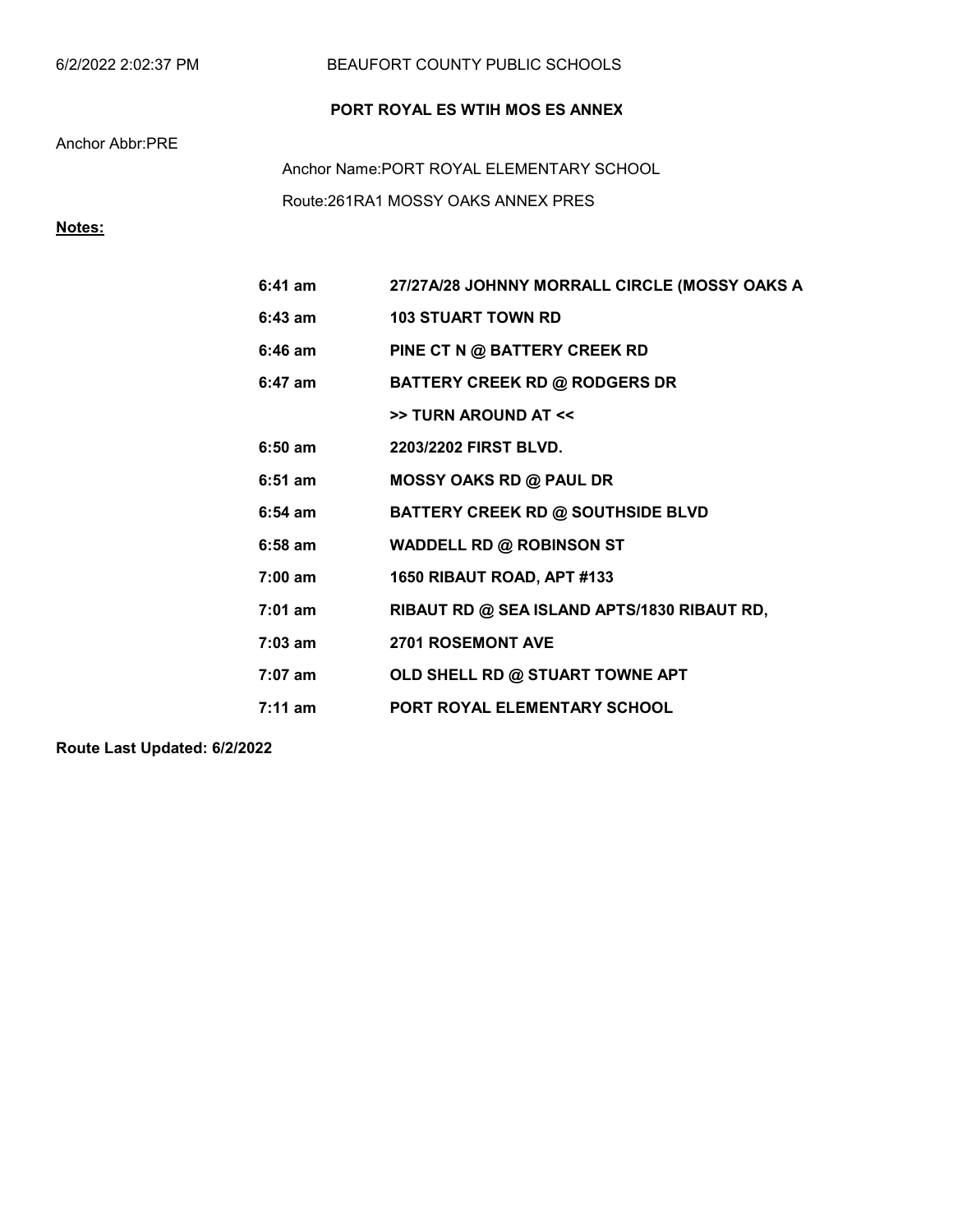6/2/2022 2:02:37 PM BEAUFORT COUNTY PUBLIC SCHOOLS

## PORT ROYAL ES WTIH MOS ES ANNEX

Anchor Abbr:PRE

Anchor Name:PORT ROYAL ELEMENTARY SCHOOL

Route:261RA1 MOSSY OAKS ANNEX PRES

**Notes:**

| Time | Stop |
|---|---|
| **6:41 am** | **27/27A/28 JOHNNY MORRALL CIRCLE (MOSSY OAKS A** |
| **6:43 am** | **103 STUART TOWN RD** |
| **6:46 am** | **PINE CT N @ BATTERY CREEK RD** |
| **6:47 am** | **BATTERY CREEK RD @ RODGERS DR** |
| | **>> TURN AROUND AT <<** |
| **6:50 am** | **2203/2202 FIRST BLVD.** |
| **6:51 am** | **MOSSY OAKS RD @ PAUL DR** |
| **6:54 am** | **BATTERY CREEK RD @ SOUTHSIDE BLVD** |
| **6:58 am** | **WADDELL RD @ ROBINSON ST** |
| **7:00 am** | **1650 RIBAUT ROAD, APT #133** |
| **7:01 am** | **RIBAUT RD @ SEA ISLAND APTS/1830 RIBAUT RD,** |
| **7:03 am** | **2701 ROSEMONT AVE** |
| **7:07 am** | **OLD SHELL RD @ STUART TOWNE APT** |
| **7:11 am** | **PORT ROYAL ELEMENTARY SCHOOL** |

**Route Last Updated: 6/2/2022**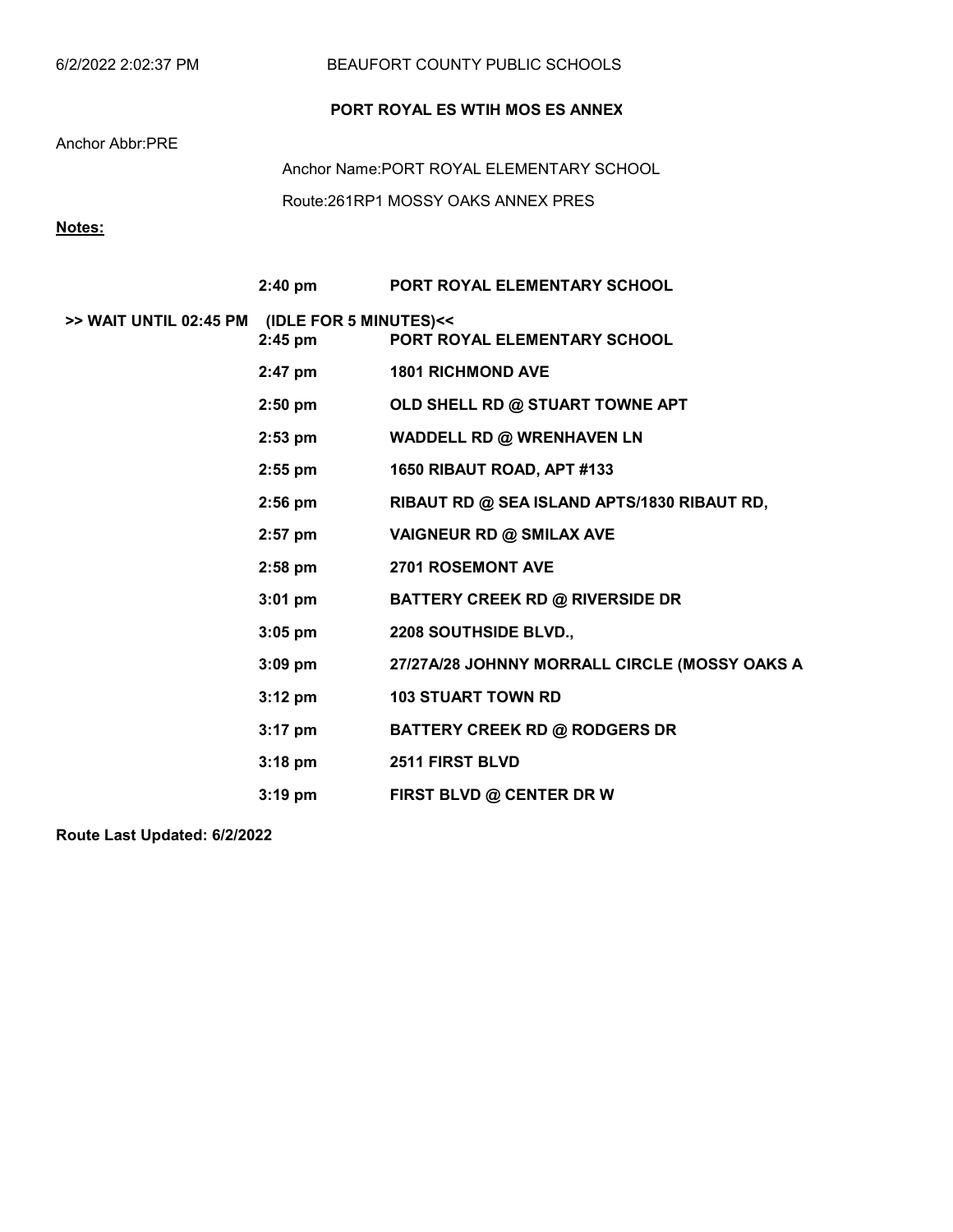6/2/2022 2:02:37 PM BEAUFORT COUNTY PUBLIC SCHOOLS

**PORT ROYAL ES WTIH MOS ES ANNEX**

Anchor Abbr:PRE

Anchor Name:PORT ROYAL ELEMENTARY SCHOOL

Route:261RP1 MOSSY OAKS ANNEX PRES

**Notes:**

| | | |
|---|---|---|
| | **2:40 pm** | **PORT ROYAL ELEMENTARY SCHOOL** |
| **>> WAIT UNTIL 02:45 PM** | **(IDLE FOR 5 MINUTES)<<** | |
| | **2:45 pm** | **PORT ROYAL ELEMENTARY SCHOOL** |
| | **2:47 pm** | **1801 RICHMOND AVE** |
| | **2:50 pm** | **OLD SHELL RD @ STUART TOWNE APT** |
| | **2:53 pm** | **WADDELL RD @ WRENHAVEN LN** |
| | **2:55 pm** | **1650 RIBAUT ROAD, APT #133** |
| | **2:56 pm** | **RIBAUT RD @ SEA ISLAND APTS/1830 RIBAUT RD,** |
| | **2:57 pm** | **VAIGNEUR RD @ SMILAX AVE** |
| | **2:58 pm** | **2701 ROSEMONT AVE** |
| | **3:01 pm** | **BATTERY CREEK RD @ RIVERSIDE DR** |
| | **3:05 pm** | **2208 SOUTHSIDE BLVD.,** |
| | **3:09 pm** | **27/27A/28 JOHNNY MORRALL CIRCLE (MOSSY OAKS A** |
| | **3:12 pm** | **103 STUART TOWN RD** |
| | **3:17 pm** | **BATTERY CREEK RD @ RODGERS DR** |
| | **3:18 pm** | **2511 FIRST BLVD** |
| | **3:19 pm** | **FIRST BLVD @ CENTER DR W** |

**Route Last Updated: 6/2/2022**